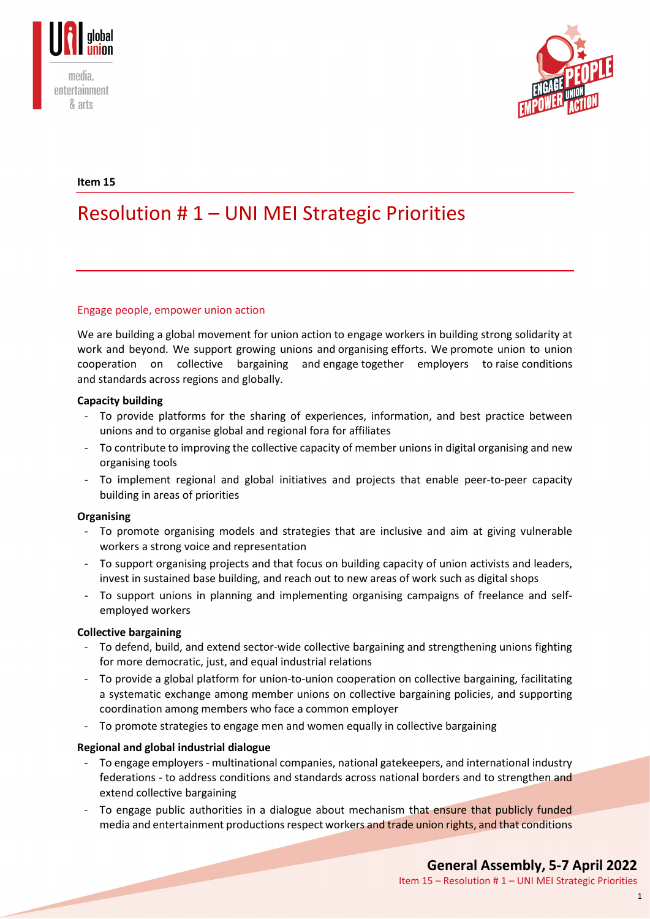Item 15

# Resolution # 1 – UNI MEI Strategic Priorities

## Engage people, empower union action

We are building a global movement for union action to engage workers in building strong solidarity at work and beyond. We support growing unions and organising efforts. We promote union to union cooperation on collective bargaining and engage together employers to raise conditions and standards across regions and globally.

**Capacity building**

- To provide platforms for the sharing of experiences, information, and best practice between unions and to organise global and regional fora for affiliates
- To contribute to improving the collective capacity of member unions in digital organising and new organising tools
- To implement regional and global initiatives and projects that enable peer-to-peer capacity building in areas of priorities

**Organising**

- To promote organising models and strategies that are inclusive and aim at giving vulnerable workers a strong voice and representation
- To support organising projects and that focus on building capacity of union activists and leaders, invest in sustained base building, and reach out to new areas of work such as digital shops
- To support unions in planning and implementing organising campaigns of freelance and self-employed workers

**Collective bargaining**

- To defend, build, and extend sector-wide collective bargaining and strengthening unions fighting for more democratic, just, and equal industrial relations
- To provide a global platform for union-to-union cooperation on collective bargaining, facilitating a systematic exchange among member unions on collective bargaining policies, and supporting coordination among members who face a common employer
- To promote strategies to engage men and women equally in collective bargaining

**Regional and global industrial dialogue**

- To engage employers - multinational companies, national gatekeepers, and international industry federations - to address conditions and standards across national borders and to strengthen and extend collective bargaining
- To engage public authorities in a dialogue about mechanism that ensure that publicly funded media and entertainment productions respect workers and trade union rights, and that conditions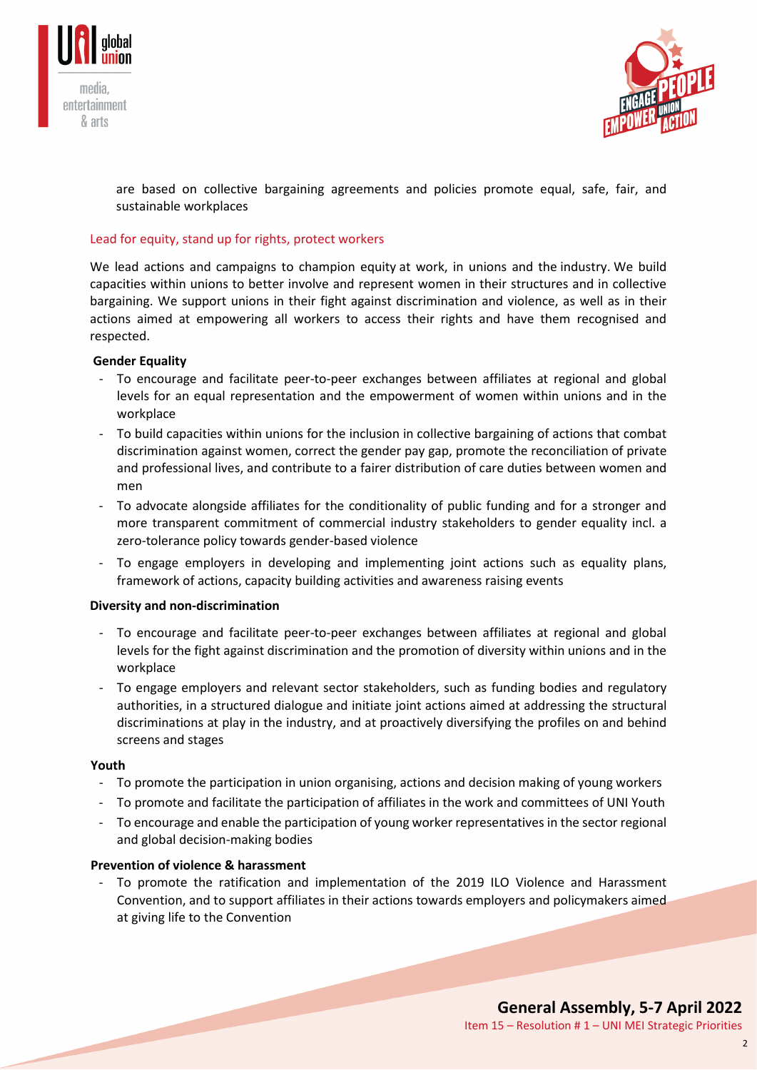are based on collective bargaining agreements and policies promote equal, safe, fair, and sustainable workplaces

## Lead for equity, stand up for rights, protect workers

We lead actions and campaigns to champion equity at work, in unions and the industry. We build capacities within unions to better involve and represent women in their structures and in collective bargaining. We support unions in their fight against discrimination and violence, as well as in their actions aimed at empowering all workers to access their rights and have them recognised and respected.

**Gender Equality**

- To encourage and facilitate peer-to-peer exchanges between affiliates at regional and global levels for an equal representation and the empowerment of women within unions and in the workplace
- To build capacities within unions for the inclusion in collective bargaining of actions that combat discrimination against women, correct the gender pay gap, promote the reconciliation of private and professional lives, and contribute to a fairer distribution of care duties between women and men
- To advocate alongside affiliates for the conditionality of public funding and for a stronger and more transparent commitment of commercial industry stakeholders to gender equality incl. a zero-tolerance policy towards gender-based violence
- To engage employers in developing and implementing joint actions such as equality plans, framework of actions, capacity building activities and awareness raising events

**Diversity and non-discrimination**

- To encourage and facilitate peer-to-peer exchanges between affiliates at regional and global levels for the fight against discrimination and the promotion of diversity within unions and in the workplace
- To engage employers and relevant sector stakeholders, such as funding bodies and regulatory authorities, in a structured dialogue and initiate joint actions aimed at addressing the structural discriminations at play in the industry, and at proactively diversifying the profiles on and behind screens and stages

**Youth**

- To promote the participation in union organising, actions and decision making of young workers
- To promote and facilitate the participation of affiliates in the work and committees of UNI Youth
- To encourage and enable the participation of young worker representatives in the sector regional and global decision-making bodies

**Prevention of violence & harassment**

- To promote the ratification and implementation of the 2019 ILO Violence and Harassment Convention, and to support affiliates in their actions towards employers and policymakers aimed at giving life to the Convention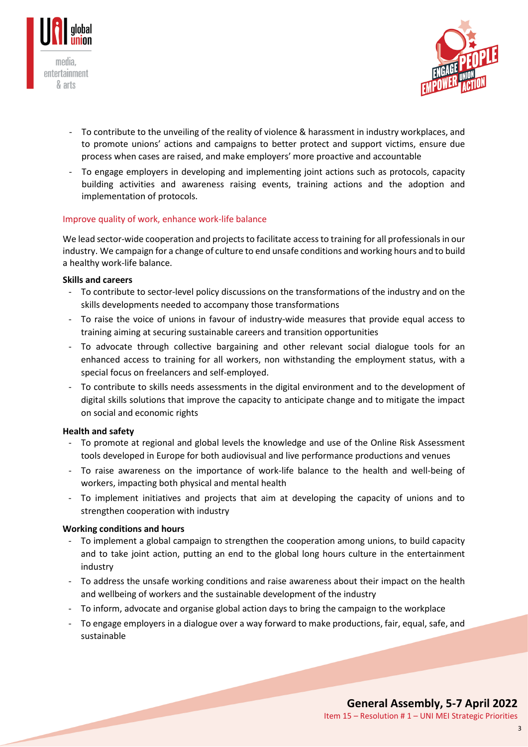- To contribute to the unveiling of the reality of violence & harassment in industry workplaces, and to promote unions' actions and campaigns to better protect and support victims, ensure due process when cases are raised, and make employers' more proactive and accountable
- To engage employers in developing and implementing joint actions such as protocols, capacity building activities and awareness raising events, training actions and the adoption and implementation of protocols.

## Improve quality of work, enhance work-life balance

We lead sector-wide cooperation and projects to facilitate access to training for all professionals in our industry. We campaign for a change of culture to end unsafe conditions and working hours and to build a healthy work-life balance.

**Skills and careers**

- To contribute to sector-level policy discussions on the transformations of the industry and on the skills developments needed to accompany those transformations
- To raise the voice of unions in favour of industry-wide measures that provide equal access to training aiming at securing sustainable careers and transition opportunities
- To advocate through collective bargaining and other relevant social dialogue tools for an enhanced access to training for all workers, non withstanding the employment status, with a special focus on freelancers and self-employed.
- To contribute to skills needs assessments in the digital environment and to the development of digital skills solutions that improve the capacity to anticipate change and to mitigate the impact on social and economic rights

**Health and safety**

- To promote at regional and global levels the knowledge and use of the Online Risk Assessment tools developed in Europe for both audiovisual and live performance productions and venues
- To raise awareness on the importance of work-life balance to the health and well-being of workers, impacting both physical and mental health
- To implement initiatives and projects that aim at developing the capacity of unions and to strengthen cooperation with industry

**Working conditions and hours**

- To implement a global campaign to strengthen the cooperation among unions, to build capacity and to take joint action, putting an end to the global long hours culture in the entertainment industry
- To address the unsafe working conditions and raise awareness about their impact on the health and wellbeing of workers and the sustainable development of the industry
- To inform, advocate and organise global action days to bring the campaign to the workplace
- To engage employers in a dialogue over a way forward to make productions, fair, equal, safe, and sustainable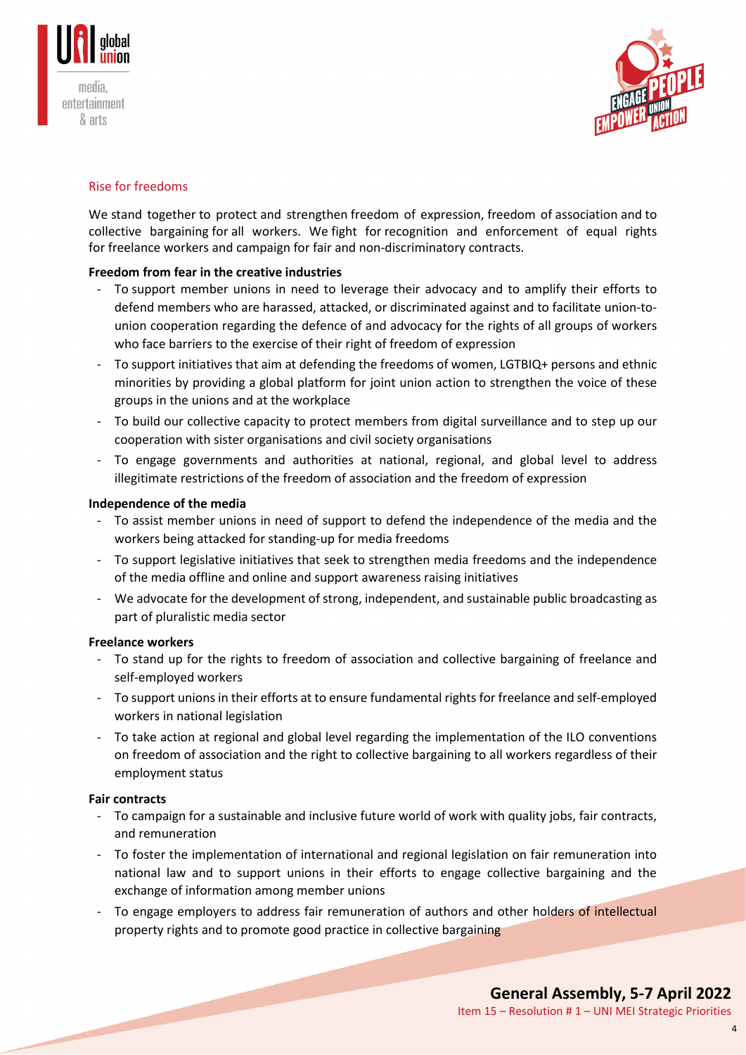## Rise for freedoms

We stand together to protect and strengthen freedom of expression, freedom of association and to collective bargaining for all workers. We fight for recognition and enforcement of equal rights for freelance workers and campaign for fair and non-discriminatory contracts.

**Freedom from fear in the creative industries**

- To support member unions in need to leverage their advocacy and to amplify their efforts to defend members who are harassed, attacked, or discriminated against and to facilitate union-to-union cooperation regarding the defence of and advocacy for the rights of all groups of workers who face barriers to the exercise of their right of freedom of expression
- To support initiatives that aim at defending the freedoms of women, LGTBIQ+ persons and ethnic minorities by providing a global platform for joint union action to strengthen the voice of these groups in the unions and at the workplace
- To build our collective capacity to protect members from digital surveillance and to step up our cooperation with sister organisations and civil society organisations
- To engage governments and authorities at national, regional, and global level to address illegitimate restrictions of the freedom of association and the freedom of expression

**Independence of the media**

- To assist member unions in need of support to defend the independence of the media and the workers being attacked for standing-up for media freedoms
- To support legislative initiatives that seek to strengthen media freedoms and the independence of the media offline and online and support awareness raising initiatives
- We advocate for the development of strong, independent, and sustainable public broadcasting as part of pluralistic media sector

**Freelance workers**

- To stand up for the rights to freedom of association and collective bargaining of freelance and self-employed workers
- To support unions in their efforts at to ensure fundamental rights for freelance and self-employed workers in national legislation
- To take action at regional and global level regarding the implementation of the ILO conventions on freedom of association and the right to collective bargaining to all workers regardless of their employment status

**Fair contracts**

- To campaign for a sustainable and inclusive future world of work with quality jobs, fair contracts, and remuneration
- To foster the implementation of international and regional legislation on fair remuneration into national law and to support unions in their efforts to engage collective bargaining and the exchange of information among member unions
- To engage employers to address fair remuneration of authors and other holders of intellectual property rights and to promote good practice in collective bargaining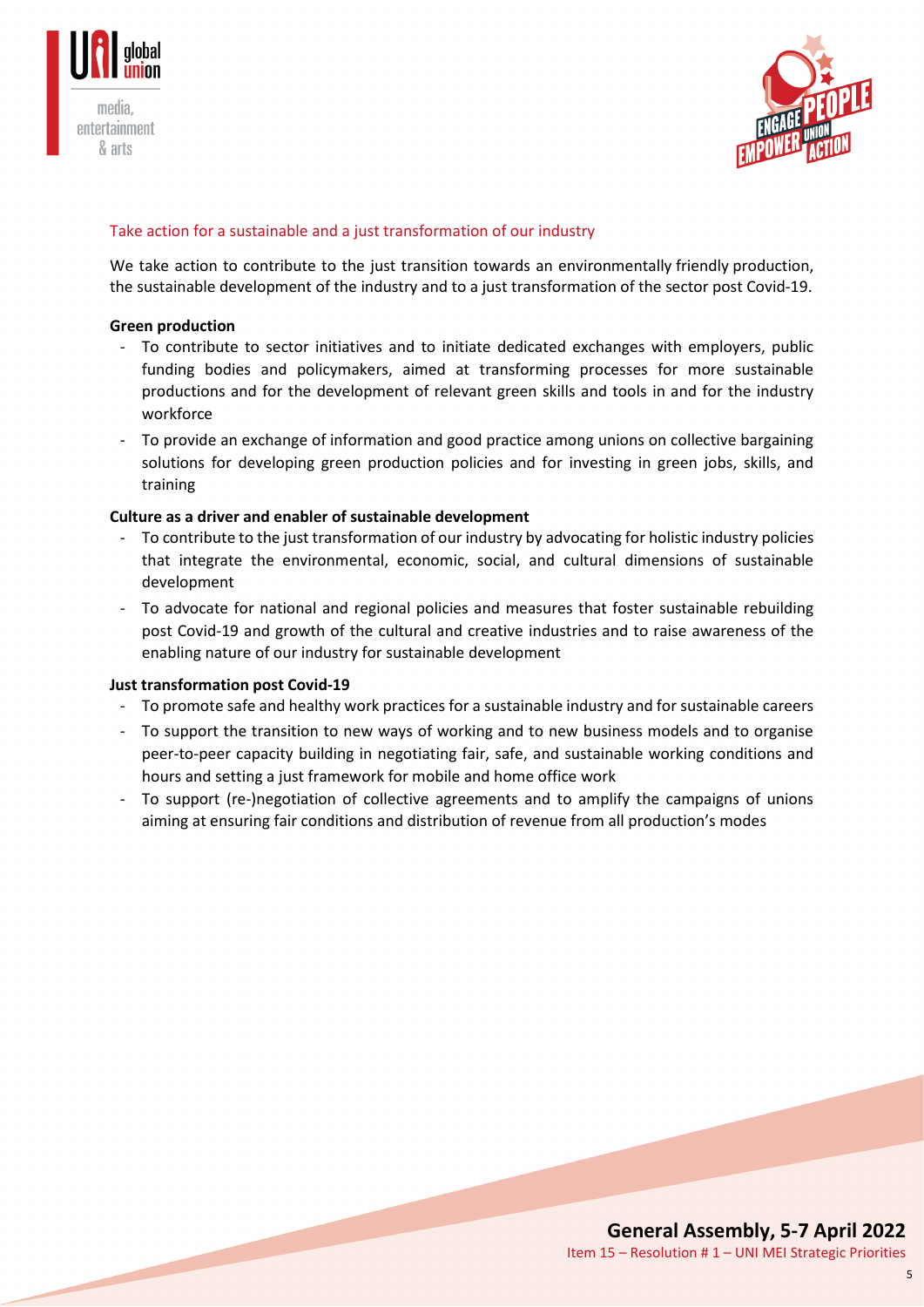## Take action for a sustainable and a just transformation of our industry

We take action to contribute to the just transition towards an environmentally friendly production, the sustainable development of the industry and to a just transformation of the sector post Covid-19.

**Green production**

- To contribute to sector initiatives and to initiate dedicated exchanges with employers, public funding bodies and policymakers, aimed at transforming processes for more sustainable productions and for the development of relevant green skills and tools in and for the industry workforce
- To provide an exchange of information and good practice among unions on collective bargaining solutions for developing green production policies and for investing in green jobs, skills, and training

**Culture as a driver and enabler of sustainable development**

- To contribute to the just transformation of our industry by advocating for holistic industry policies that integrate the environmental, economic, social, and cultural dimensions of sustainable development
- To advocate for national and regional policies and measures that foster sustainable rebuilding post Covid-19 and growth of the cultural and creative industries and to raise awareness of the enabling nature of our industry for sustainable development

**Just transformation post Covid-19**

- To promote safe and healthy work practices for a sustainable industry and for sustainable careers
- To support the transition to new ways of working and to new business models and to organise peer-to-peer capacity building in negotiating fair, safe, and sustainable working conditions and hours and setting a just framework for mobile and home office work
- To support (re-)negotiation of collective agreements and to amplify the campaigns of unions aiming at ensuring fair conditions and distribution of revenue from all production's modes